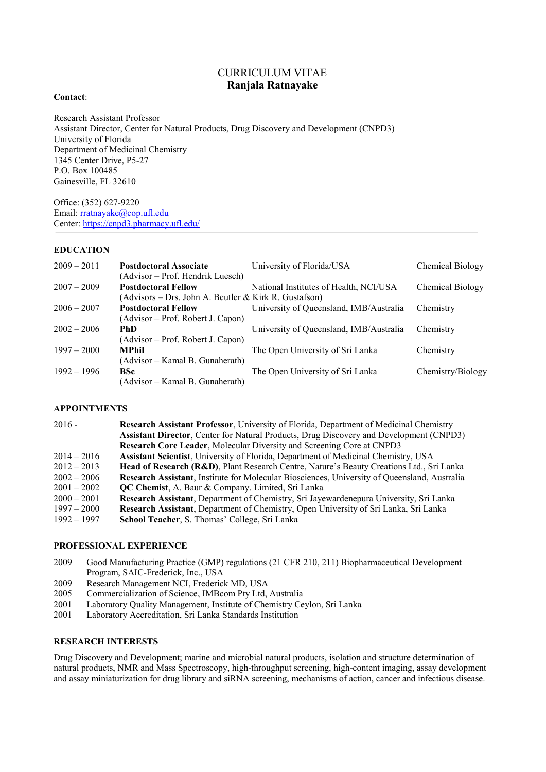# CURRICULUM VITAE
## Ranjala Ratnayake

**Contact**:

Research Assistant Professor
Assistant Director, Center for Natural Products, Drug Discovery and Development (CNPD3)
University of Florida
Department of Medicinal Chemistry
1345 Center Drive, P5-27
P.O. Box 100485
Gainesville, FL 32610

Office: (352) 627-9220
Email: rratnayake@cop.ufl.edu
Center: https://cnpd3.pharmacy.ufl.edu/

---

### EDUCATION

| | | | |
|---|---|---|---|
| 2009 – 2011 | **Postdoctoral Associate** (Advisor – Prof. Hendrik Luesch) | University of Florida/USA | Chemical Biology |
| 2007 – 2009 | **Postdoctoral Fellow** (Advisors – Drs. John A. Beutler & Kirk R. Gustafson) | National Institutes of Health, NCI/USA | Chemical Biology |
| 2006 – 2007 | **Postdoctoral Fellow** (Advisor – Prof. Robert J. Capon) | University of Queensland, IMB/Australia | Chemistry |
| 2002 – 2006 | **PhD** (Advisor – Prof. Robert J. Capon) | University of Queensland, IMB/Australia | Chemistry |
| 1997 – 2000 | **MPhil** (Advisor – Kamal B. Gunaherath) | The Open University of Sri Lanka | Chemistry |
| 1992 – 1996 | **BSc** (Advisor – Kamal B. Gunaherath) | The Open University of Sri Lanka | Chemistry/Biology |

### APPOINTMENTS

| | |
|---|---|
| 2016 - | **Research Assistant Professor**, University of Florida, Department of Medicinal Chemistry<br>**Assistant Director**, Center for Natural Products, Drug Discovery and Development (CNPD3)<br>**Research Core Leader**, Molecular Diversity and Screening Core at CNPD3 |
| 2014 – 2016 | **Assistant Scientist**, University of Florida, Department of Medicinal Chemistry, USA |
| 2012 – 2013 | **Head of Research (R&D)**, Plant Research Centre, Nature's Beauty Creations Ltd., Sri Lanka |
| 2002 – 2006 | **Research Assistant**, Institute for Molecular Biosciences, University of Queensland, Australia |
| 2001 – 2002 | **QC Chemist**, A. Baur & Company. Limited, Sri Lanka |
| 2000 – 2001 | **Research Assistant**, Department of Chemistry, Sri Jayewardenepura University, Sri Lanka |
| 1997 – 2000 | **Research Assistant**, Department of Chemistry, Open University of Sri Lanka, Sri Lanka |
| 1992 – 1997 | **School Teacher**, S. Thomas' College, Sri Lanka |

### PROFESSIONAL EXPERIENCE

| | |
|---|---|
| 2009 | Good Manufacturing Practice (GMP) regulations (21 CFR 210, 211) Biopharmaceutical Development Program, SAIC-Frederick, Inc., USA |
| 2009 | Research Management NCI, Frederick MD, USA |
| 2005 | Commercialization of Science, IMBcom Pty Ltd, Australia |
| 2001 | Laboratory Quality Management, Institute of Chemistry Ceylon, Sri Lanka |
| 2001 | Laboratory Accreditation, Sri Lanka Standards Institution |

### RESEARCH INTERESTS

Drug Discovery and Development; marine and microbial natural products, isolation and structure determination of natural products, NMR and Mass Spectroscopy, high-throughput screening, high-content imaging, assay development and assay miniaturization for drug library and siRNA screening, mechanisms of action, cancer and infectious disease.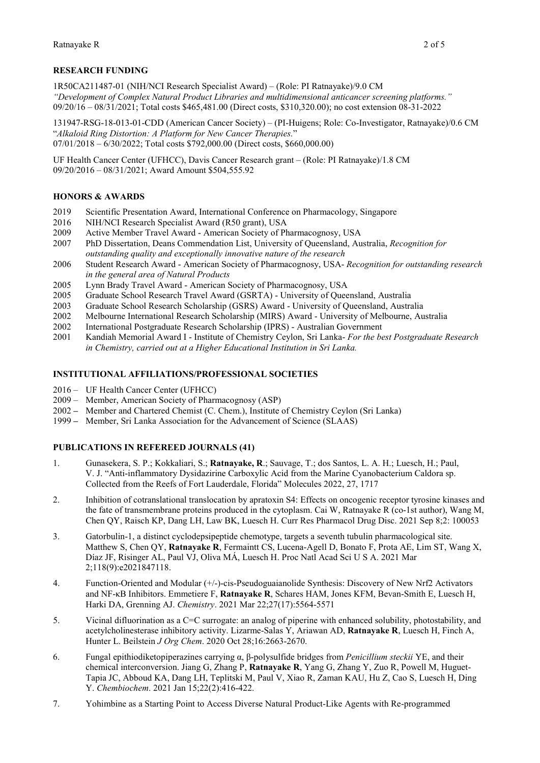## RESEARCH FUNDING

1R50CA211487-01 (NIH/NCI Research Specialist Award) – (Role: PI Ratnayake)/9.0 CM
*"Development of Complex Natural Product Libraries and multidimensional anticancer screening platforms."*
09/20/16 – 08/31/2021; Total costs $465,481.00 (Direct costs, $310,320.00); no cost extension 08-31-2022

131947-RSG-18-013-01-CDD (American Cancer Society) – (PI-Huigens; Role: Co-Investigator, Ratnayake)/0.6 CM
"*Alkaloid Ring Distortion: A Platform for New Cancer Therapies.*"
07/01/2018 – 6/30/2022; Total costs $792,000.00 (Direct costs, $660,000.00)

UF Health Cancer Center (UFHCC), Davis Cancer Research grant – (Role: PI Ratnayake)/1.8 CM
09/20/2016 – 08/31/2021; Award Amount $504,555.92

## HONORS & AWARDS

- 2019 Scientific Presentation Award, International Conference on Pharmacology, Singapore
- 2016 NIH/NCI Research Specialist Award (R50 grant), USA
- 2009 Active Member Travel Award - American Society of Pharmacognosy, USA
- 2007 PhD Dissertation, Deans Commendation List, University of Queensland, Australia, *Recognition for outstanding quality and exceptionally innovative nature of the research*
- 2006 Student Research Award - American Society of Pharmacognosy, USA- *Recognition for outstanding research in the general area of Natural Products*
- 2005 Lynn Brady Travel Award - American Society of Pharmacognosy, USA
- 2005 Graduate School Research Travel Award (GSRTA) - University of Queensland, Australia
- 2003 Graduate School Research Scholarship (GSRS) Award - University of Queensland, Australia
- 2002 Melbourne International Research Scholarship (MIRS) Award - University of Melbourne, Australia
- 2002 International Postgraduate Research Scholarship (IPRS) - Australian Government
- 2001 Kandiah Memorial Award I - Institute of Chemistry Ceylon, Sri Lanka- *For the best Postgraduate Research in Chemistry, carried out at a Higher Educational Institution in Sri Lanka.*

## INSTITUTIONAL AFFILIATIONS/PROFESSIONAL SOCIETIES

- 2016 – UF Health Cancer Center (UFHCC)
- 2009 – Member, American Society of Pharmacognosy (ASP)
- 2002 – Member and Chartered Chemist (C. Chem.), Institute of Chemistry Ceylon (Sri Lanka)
- 1999 – Member, Sri Lanka Association for the Advancement of Science (SLAAS)

## PUBLICATIONS IN REFEREED JOURNALS (41)

1. Gunasekera, S. P.; Kokkaliari, S.; **Ratnayake, R**.; Sauvage, T.; dos Santos, L. A. H.; Luesch, H.; Paul, V. J. "Anti-inflammatory Dysidazirine Carboxylic Acid from the Marine Cyanobacterium Caldora sp. Collected from the Reefs of Fort Lauderdale, Florida" Molecules 2022, 27, 1717

2. Inhibition of cotranslational translocation by apratoxin S4: Effects on oncogenic receptor tyrosine kinases and the fate of transmembrane proteins produced in the cytoplasm. Cai W, Ratnayake R (co-1st author), Wang M, Chen QY, Raisch KP, Dang LH, Law BK, Luesch H. Curr Res Pharmacol Drug Disc. 2021 Sep 8;2: 100053

3. Gatorbulin-1, a distinct cyclodepsipeptide chemotype, targets a seventh tubulin pharmacological site. Matthew S, Chen QY, **Ratnayake R**, Fermaintt CS, Lucena-Agell D, Bonato F, Prota AE, Lim ST, Wang X, Díaz JF, Risinger AL, Paul VJ, Oliva MÁ, Luesch H. Proc Natl Acad Sci U S A. 2021 Mar 2;118(9):e2021847118.

4. Function-Oriented and Modular (+/-)-cis-Pseudoguaianolide Synthesis: Discovery of New Nrf2 Activators and NF-κB Inhibitors. Emmetiere F, **Ratnayake R**, Schares HAM, Jones KFM, Bevan-Smith E, Luesch H, Harki DA, Grenning AJ. *Chemistry*. 2021 Mar 22;27(17):5564-5571

5. Vicinal difluorination as a C=C surrogate: an analog of piperine with enhanced solubility, photostability, and acetylcholinesterase inhibitory activity. Lizarme-Salas Y, Ariawan AD, **Ratnayake R**, Luesch H, Finch A, Hunter L. Beilstein *J Org Chem*. 2020 Oct 28;16:2663-2670.

6. Fungal epithiodiketopiperazines carrying α, β-polysulfide bridges from *Penicillium steckii* YE, and their chemical interconversion. Jiang G, Zhang P, **Ratnayake R**, Yang G, Zhang Y, Zuo R, Powell M, Huguet-Tapia JC, Abboud KA, Dang LH, Teplitski M, Paul V, Xiao R, Zaman KAU, Hu Z, Cao S, Luesch H, Ding Y. *Chembiochem*. 2021 Jan 15;22(2):416-422.

7. Yohimbine as a Starting Point to Access Diverse Natural Product-Like Agents with Re-programmed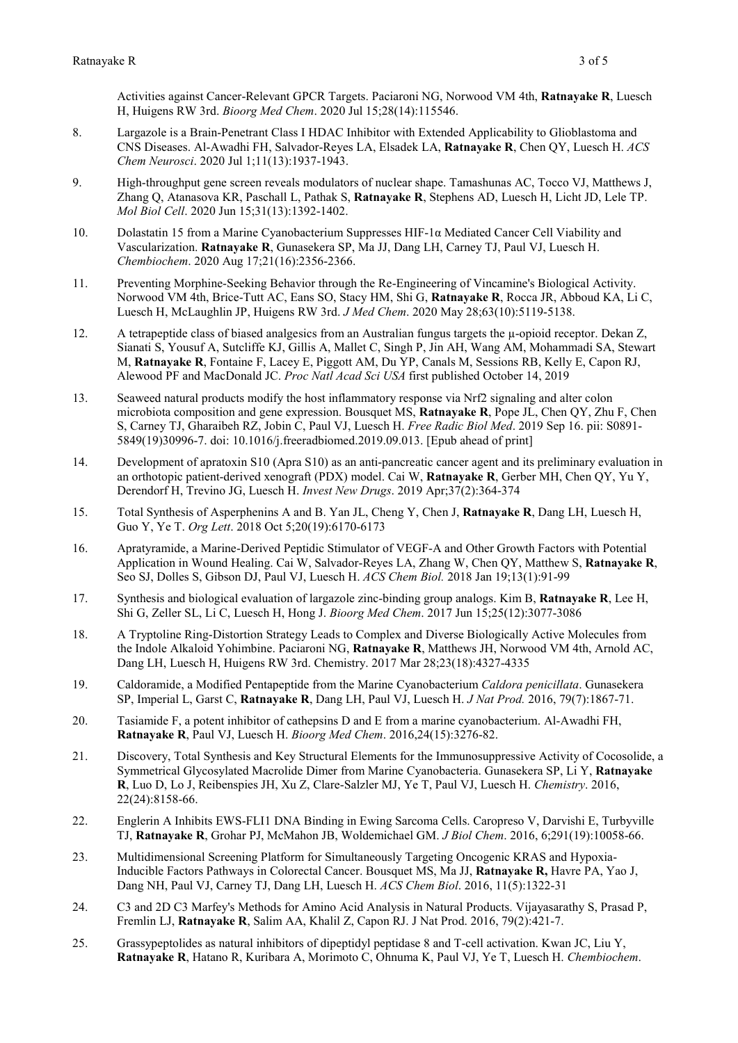Activities against Cancer-Relevant GPCR Targets. Paciaroni NG, Norwood VM 4th, **Ratnayake R**, Luesch H, Huigens RW 3rd. *Bioorg Med Chem*. 2020 Jul 15;28(14):115546.

8. Largazole is a Brain-Penetrant Class I HDAC Inhibitor with Extended Applicability to Glioblastoma and CNS Diseases. Al-Awadhi FH, Salvador-Reyes LA, Elsadek LA, **Ratnayake R**, Chen QY, Luesch H. *ACS Chem Neurosci*. 2020 Jul 1;11(13):1937-1943.

9. High-throughput gene screen reveals modulators of nuclear shape. Tamashunas AC, Tocco VJ, Matthews J, Zhang Q, Atanasova KR, Paschall L, Pathak S, **Ratnayake R**, Stephens AD, Luesch H, Licht JD, Lele TP. *Mol Biol Cell*. 2020 Jun 15;31(13):1392-1402.

10. Dolastatin 15 from a Marine Cyanobacterium Suppresses HIF-1α Mediated Cancer Cell Viability and Vascularization. **Ratnayake R**, Gunasekera SP, Ma JJ, Dang LH, Carney TJ, Paul VJ, Luesch H. *Chembiochem*. 2020 Aug 17;21(16):2356-2366.

11. Preventing Morphine-Seeking Behavior through the Re-Engineering of Vincamine's Biological Activity. Norwood VM 4th, Brice-Tutt AC, Eans SO, Stacy HM, Shi G, **Ratnayake R**, Rocca JR, Abboud KA, Li C, Luesch H, McLaughlin JP, Huigens RW 3rd. *J Med Chem*. 2020 May 28;63(10):5119-5138.

12. A tetrapeptide class of biased analgesics from an Australian fungus targets the μ-opioid receptor. Dekan Z, Sianati S, Yousuf A, Sutcliffe KJ, Gillis A, Mallet C, Singh P, Jin AH, Wang AM, Mohammadi SA, Stewart M, **Ratnayake R**, Fontaine F, Lacey E, Piggott AM, Du YP, Canals M, Sessions RB, Kelly E, Capon RJ, Alewood PF and MacDonald JC. *Proc Natl Acad Sci USA* first published October 14, 2019

13. Seaweed natural products modify the host inflammatory response via Nrf2 signaling and alter colon microbiota composition and gene expression. Bousquet MS, **Ratnayake R**, Pope JL, Chen QY, Zhu F, Chen S, Carney TJ, Gharaibeh RZ, Jobin C, Paul VJ, Luesch H. *Free Radic Biol Med*. 2019 Sep 16. pii: S0891-5849(19)30996-7. doi: 10.1016/j.freeradbiomed.2019.09.013. [Epub ahead of print]

14. Development of apratoxin S10 (Apra S10) as an anti-pancreatic cancer agent and its preliminary evaluation in an orthotopic patient-derived xenograft (PDX) model. Cai W, **Ratnayake R**, Gerber MH, Chen QY, Yu Y, Derendorf H, Trevino JG, Luesch H. *Invest New Drugs*. 2019 Apr;37(2):364-374

15. Total Synthesis of Asperphenins A and B. Yan JL, Cheng Y, Chen J, **Ratnayake R**, Dang LH, Luesch H, Guo Y, Ye T. *Org Lett*. 2018 Oct 5;20(19):6170-6173

16. Apratyramide, a Marine-Derived Peptidic Stimulator of VEGF-A and Other Growth Factors with Potential Application in Wound Healing. Cai W, Salvador-Reyes LA, Zhang W, Chen QY, Matthew S, **Ratnayake R**, Seo SJ, Dolles S, Gibson DJ, Paul VJ, Luesch H. *ACS Chem Biol.* 2018 Jan 19;13(1):91-99

17. Synthesis and biological evaluation of largazole zinc-binding group analogs. Kim B, **Ratnayake R**, Lee H, Shi G, Zeller SL, Li C, Luesch H, Hong J. *Bioorg Med Chem*. 2017 Jun 15;25(12):3077-3086

18. A Tryptoline Ring-Distortion Strategy Leads to Complex and Diverse Biologically Active Molecules from the Indole Alkaloid Yohimbine. Paciaroni NG, **Ratnayake R**, Matthews JH, Norwood VM 4th, Arnold AC, Dang LH, Luesch H, Huigens RW 3rd. Chemistry. 2017 Mar 28;23(18):4327-4335

19. Caldoramide, a Modified Pentapeptide from the Marine Cyanobacterium *Caldora penicillata*. Gunasekera SP, Imperial L, Garst C, **Ratnayake R**, Dang LH, Paul VJ, Luesch H. *J Nat Prod.* 2016, 79(7):1867-71.

20. Tasiamide F, a potent inhibitor of cathepsins D and E from a marine cyanobacterium. Al-Awadhi FH, **Ratnayake R**, Paul VJ, Luesch H. *Bioorg Med Chem*. 2016,24(15):3276-82.

21. Discovery, Total Synthesis and Key Structural Elements for the Immunosuppressive Activity of Cocosolide, a Symmetrical Glycosylated Macrolide Dimer from Marine Cyanobacteria. Gunasekera SP, Li Y, **Ratnayake R**, Luo D, Lo J, Reibenspies JH, Xu Z, Clare-Salzler MJ, Ye T, Paul VJ, Luesch H. *Chemistry*. 2016, 22(24):8158-66.

22. Englerin A Inhibits EWS-FLI1 DNA Binding in Ewing Sarcoma Cells. Caropreso V, Darvishi E, Turbyville TJ, **Ratnayake R**, Grohar PJ, McMahon JB, Woldemichael GM. *J Biol Chem*. 2016, 6;291(19):10058-66.

23. Multidimensional Screening Platform for Simultaneously Targeting Oncogenic KRAS and Hypoxia-Inducible Factors Pathways in Colorectal Cancer. Bousquet MS, Ma JJ, **Ratnayake R,** Havre PA, Yao J, Dang NH, Paul VJ, Carney TJ, Dang LH, Luesch H. *ACS Chem Biol*. 2016, 11(5):1322-31

24. C3 and 2D C3 Marfey's Methods for Amino Acid Analysis in Natural Products. Vijayasarathy S, Prasad P, Fremlin LJ, **Ratnayake R**, Salim AA, Khalil Z, Capon RJ. J Nat Prod. 2016, 79(2):421-7.

25. Grassypeptolides as natural inhibitors of dipeptidyl peptidase 8 and T-cell activation. Kwan JC, Liu Y, **Ratnayake R**, Hatano R, Kuribara A, Morimoto C, Ohnuma K, Paul VJ, Ye T, Luesch H. *Chembiochem*.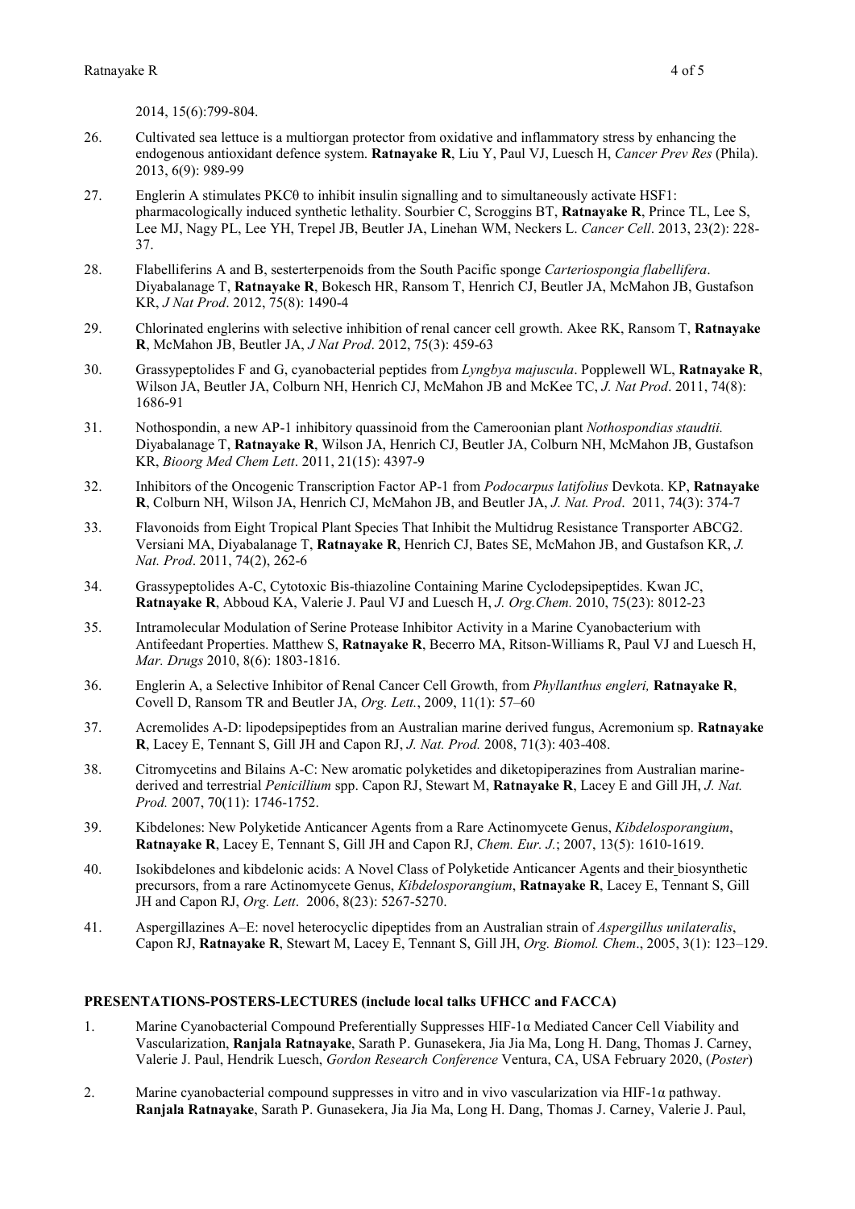2014, 15(6):799-804.

26. Cultivated sea lettuce is a multiorgan protector from oxidative and inflammatory stress by enhancing the endogenous antioxidant defence system. **Ratnayake R**, Liu Y, Paul VJ, Luesch H, *Cancer Prev Res* (Phila). 2013, 6(9): 989-99

27. Englerin A stimulates PKCθ to inhibit insulin signalling and to simultaneously activate HSF1: pharmacologically induced synthetic lethality. Sourbier C, Scroggins BT, **Ratnayake R**, Prince TL, Lee S, Lee MJ, Nagy PL, Lee YH, Trepel JB, Beutler JA, Linehan WM, Neckers L. *Cancer Cell*. 2013, 23(2): 228-37.

28. Flabelliferins A and B, sesterterpenoids from the South Pacific sponge *Carteriospongia flabellifera*. Diyabalanage T, **Ratnayake R**, Bokesch HR, Ransom T, Henrich CJ, Beutler JA, McMahon JB, Gustafson KR, *J Nat Prod*. 2012, 75(8): 1490-4

29. Chlorinated englerins with selective inhibition of renal cancer cell growth. Akee RK, Ransom T, **Ratnayake R**, McMahon JB, Beutler JA, *J Nat Prod*. 2012, 75(3): 459-63

30. Grassypeptolides F and G, cyanobacterial peptides from *Lyngbya majuscula*. Popplewell WL, **Ratnayake R**, Wilson JA, Beutler JA, Colburn NH, Henrich CJ, McMahon JB and McKee TC, *J. Nat Prod*. 2011, 74(8): 1686-91

31. Nothospondin, a new AP-1 inhibitory quassinoid from the Cameroonian plant *Nothospondias staudtii.* Diyabalanage T, **Ratnayake R**, Wilson JA, Henrich CJ, Beutler JA, Colburn NH, McMahon JB, Gustafson KR, *Bioorg Med Chem Lett*. 2011, 21(15): 4397-9

32. Inhibitors of the Oncogenic Transcription Factor AP-1 from *Podocarpus latifolius* Devkota. KP, **Ratnayake R**, Colburn NH, Wilson JA, Henrich CJ, McMahon JB, and Beutler JA, *J. Nat. Prod*. 2011, 74(3): 374-7

33. Flavonoids from Eight Tropical Plant Species That Inhibit the Multidrug Resistance Transporter ABCG2. Versiani MA, Diyabalanage T, **Ratnayake R**, Henrich CJ, Bates SE, McMahon JB, and Gustafson KR, *J. Nat. Prod*. 2011, 74(2), 262-6

34. Grassypeptolides A-C, Cytotoxic Bis-thiazoline Containing Marine Cyclodepsipeptides. Kwan JC, **Ratnayake R**, Abboud KA, Valerie J. Paul VJ and Luesch H, *J. Org.Chem.* 2010, 75(23): 8012-23

35. Intramolecular Modulation of Serine Protease Inhibitor Activity in a Marine Cyanobacterium with Antifeedant Properties. Matthew S, **Ratnayake R**, Becerro MA, Ritson-Williams R, Paul VJ and Luesch H, *Mar. Drugs* 2010, 8(6): 1803-1816.

36. Englerin A, a Selective Inhibitor of Renal Cancer Cell Growth, from *Phyllanthus engleri,* **Ratnayake R**, Covell D, Ransom TR and Beutler JA, *Org. Lett.*, 2009, 11(1): 57–60

37. Acremolides A-D: lipodepsipeptides from an Australian marine derived fungus, Acremonium sp. **Ratnayake R**, Lacey E, Tennant S, Gill JH and Capon RJ, *J. Nat. Prod.* 2008, 71(3): 403-408.

38. Citromycetins and Bilains A-C: New aromatic polyketides and diketopiperazines from Australian marine-derived and terrestrial *Penicillium* spp. Capon RJ, Stewart M, **Ratnayake R**, Lacey E and Gill JH, *J. Nat. Prod.* 2007, 70(11): 1746-1752.

39. Kibdelones: New Polyketide Anticancer Agents from a Rare Actinomycete Genus, *Kibdelosporangium*, **Ratnayake R**, Lacey E, Tennant S, Gill JH and Capon RJ, *Chem. Eur. J.*; 2007, 13(5): 1610-1619.

40. Isokibdelones and kibdelonic acids: A Novel Class of Polyketide Anticancer Agents and their biosynthetic precursors, from a rare Actinomycete Genus, *Kibdelosporangium*, **Ratnayake R**, Lacey E, Tennant S, Gill JH and Capon RJ, *Org. Lett*. 2006, 8(23): 5267-5270.

41. Aspergillazines A–E: novel heterocyclic dipeptides from an Australian strain of *Aspergillus unilateralis*, Capon RJ, **Ratnayake R**, Stewart M, Lacey E, Tennant S, Gill JH, *Org. Biomol. Chem*., 2005, 3(1): 123–129.

**PRESENTATIONS-POSTERS-LECTURES (include local talks UFHCC and FACCA)**

1. Marine Cyanobacterial Compound Preferentially Suppresses HIF-1α Mediated Cancer Cell Viability and Vascularization, **Ranjala Ratnayake**, Sarath P. Gunasekera, Jia Jia Ma, Long H. Dang, Thomas J. Carney, Valerie J. Paul, Hendrik Luesch, *Gordon Research Conference* Ventura, CA, USA February 2020, (*Poster*)

2. Marine cyanobacterial compound suppresses in vitro and in vivo vascularization via HIF-1α pathway. **Ranjala Ratnayake**, Sarath P. Gunasekera, Jia Jia Ma, Long H. Dang, Thomas J. Carney, Valerie J. Paul,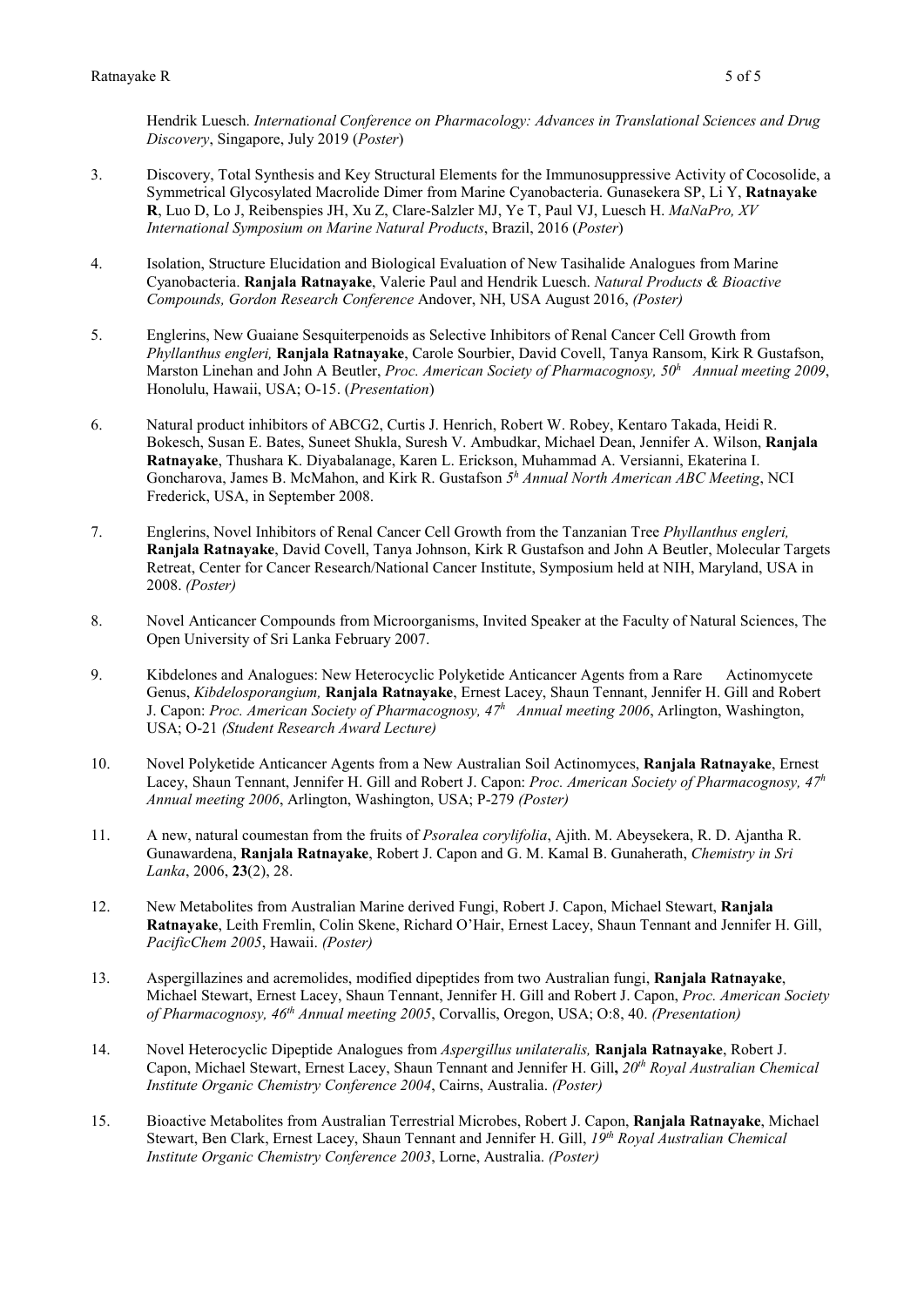Hendrik Luesch. *International Conference on Pharmacology: Advances in Translational Sciences and Drug Discovery*, Singapore, July 2019 (*Poster*)

3. Discovery, Total Synthesis and Key Structural Elements for the Immunosuppressive Activity of Cocosolide, a Symmetrical Glycosylated Macrolide Dimer from Marine Cyanobacteria. Gunasekera SP, Li Y, **Ratnayake R**, Luo D, Lo J, Reibenspies JH, Xu Z, Clare-Salzler MJ, Ye T, Paul VJ, Luesch H. *MaNaPro, XV International Symposium on Marine Natural Products*, Brazil, 2016 (*Poster*)

4. Isolation, Structure Elucidation and Biological Evaluation of New Tasihalide Analogues from Marine Cyanobacteria. **Ranjala Ratnayake**, Valerie Paul and Hendrik Luesch. *Natural Products & Bioactive Compounds, Gordon Research Conference* Andover, NH, USA August 2016, *(Poster)*

5. Englerins, New Guaiane Sesquiterpenoids as Selective Inhibitors of Renal Cancer Cell Growth from *Phyllanthus engleri,* **Ranjala Ratnayake**, Carole Sourbier, David Covell, Tanya Ransom, Kirk R Gustafson, Marston Linehan and John A Beutler, *Proc. American Society of Pharmacognosy, 50h Annual meeting 2009*, Honolulu, Hawaii, USA; O-15. (*Presentation*)

6. Natural product inhibitors of ABCG2, Curtis J. Henrich, Robert W. Robey, Kentaro Takada, Heidi R. Bokesch, Susan E. Bates, Suneet Shukla, Suresh V. Ambudkar, Michael Dean, Jennifer A. Wilson, **Ranjala Ratnayake**, Thushara K. Diyabalanage, Karen L. Erickson, Muhammad A. Versianni, Ekaterina I. Goncharova, James B. McMahon, and Kirk R. Gustafson *5h Annual North American ABC Meeting*, NCI Frederick, USA, in September 2008.

7. Englerins, Novel Inhibitors of Renal Cancer Cell Growth from the Tanzanian Tree *Phyllanthus engleri,* **Ranjala Ratnayake**, David Covell, Tanya Johnson, Kirk R Gustafson and John A Beutler, Molecular Targets Retreat, Center for Cancer Research/National Cancer Institute, Symposium held at NIH, Maryland, USA in 2008. *(Poster)*

8. Novel Anticancer Compounds from Microorganisms, Invited Speaker at the Faculty of Natural Sciences, The Open University of Sri Lanka February 2007.

9. Kibdelones and Analogues: New Heterocyclic Polyketide Anticancer Agents from a Rare Actinomycete Genus, *Kibdelosporangium,* **Ranjala Ratnayake**, Ernest Lacey, Shaun Tennant, Jennifer H. Gill and Robert J. Capon: *Proc. American Society of Pharmacognosy, 47h Annual meeting 2006*, Arlington, Washington, USA; O-21 *(Student Research Award Lecture)*

10. Novel Polyketide Anticancer Agents from a New Australian Soil Actinomyces, **Ranjala Ratnayake**, Ernest Lacey, Shaun Tennant, Jennifer H. Gill and Robert J. Capon: *Proc. American Society of Pharmacognosy, 47h Annual meeting 2006*, Arlington, Washington, USA; P-279 *(Poster)*

11. A new, natural coumestan from the fruits of *Psoralea corylifolia*, Ajith. M. Abeysekera, R. D. Ajantha R. Gunawardena, **Ranjala Ratnayake**, Robert J. Capon and G. M. Kamal B. Gunaherath, *Chemistry in Sri Lanka*, 2006, **23**(2), 28.

12. New Metabolites from Australian Marine derived Fungi, Robert J. Capon, Michael Stewart, **Ranjala Ratnayake**, Leith Fremlin, Colin Skene, Richard O'Hair, Ernest Lacey, Shaun Tennant and Jennifer H. Gill, *PacificChem 2005*, Hawaii. *(Poster)*

13. Aspergillazines and acremolides, modified dipeptides from two Australian fungi, **Ranjala Ratnayake**, Michael Stewart, Ernest Lacey, Shaun Tennant, Jennifer H. Gill and Robert J. Capon, *Proc. American Society of Pharmacognosy, 46th Annual meeting 2005*, Corvallis, Oregon, USA; O:8, 40. *(Presentation)*

14. Novel Heterocyclic Dipeptide Analogues from *Aspergillus unilateralis,* **Ranjala Ratnayake**, Robert J. Capon, Michael Stewart, Ernest Lacey, Shaun Tennant and Jennifer H. Gill**,** *20th Royal Australian Chemical Institute Organic Chemistry Conference 2004*, Cairns, Australia. *(Poster)*

15. Bioactive Metabolites from Australian Terrestrial Microbes, Robert J. Capon, **Ranjala Ratnayake**, Michael Stewart, Ben Clark, Ernest Lacey, Shaun Tennant and Jennifer H. Gill, *19th Royal Australian Chemical Institute Organic Chemistry Conference 2003*, Lorne, Australia. *(Poster)*